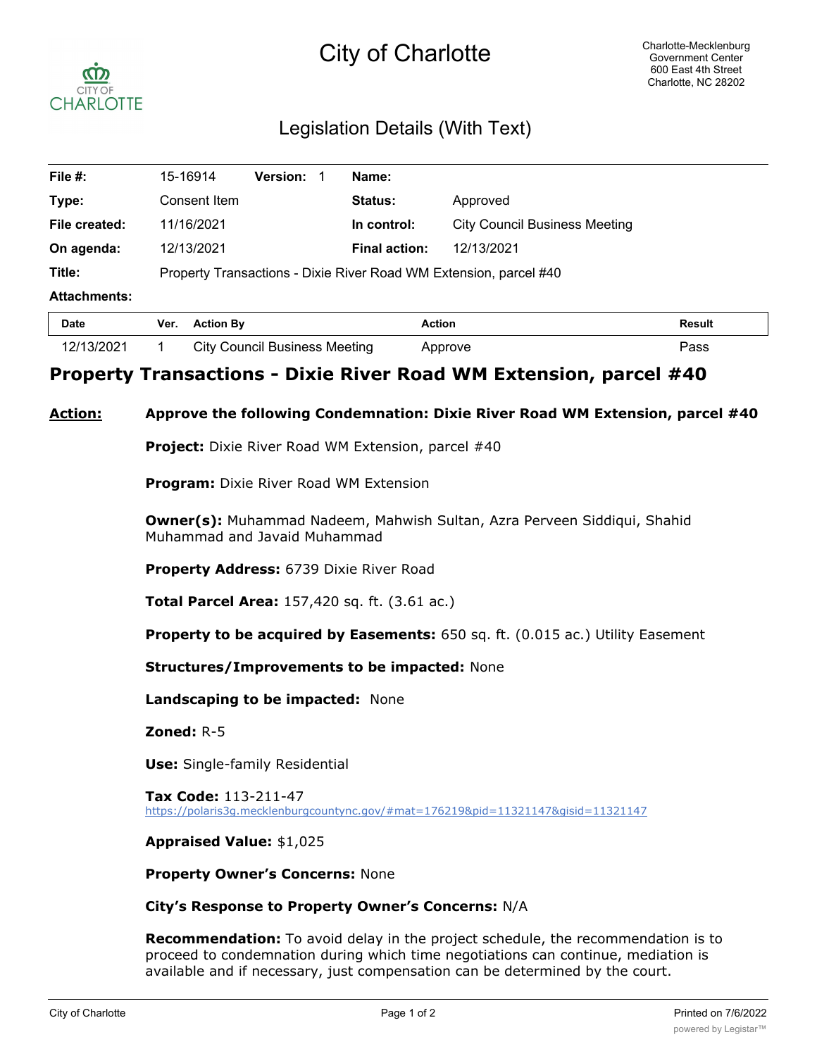# City of Charlotte

Charlotte-Mecklenburg Government Center
600 East 4th Street
Charlotte, NC 28202

## Legislation Details (With Text)

| | | | |
|---|---|---|---|
| **File #:** | 15-16914 **Version:** 1 | **Name:** | |
| **Type:** | Consent Item | **Status:** | Approved |
| **File created:** | 11/16/2021 | **In control:** | City Council Business Meeting |
| **On agenda:** | 12/13/2021 | **Final action:** | 12/13/2021 |
| **Title:** | Property Transactions - Dixie River Road WM Extension, parcel #40 | | |

**Attachments:**

| Date | Ver. | Action By | Action | Result |
|---|---|---|---|---|
| 12/13/2021 | 1 | City Council Business Meeting | Approve | Pass |

## Property Transactions - Dixie River Road WM Extension, parcel #40

**Action:** **Approve the following Condemnation: Dixie River Road WM Extension, parcel #40**

**Project:** Dixie River Road WM Extension, parcel #40

**Program:** Dixie River Road WM Extension

**Owner(s):** Muhammad Nadeem, Mahwish Sultan, Azra Perveen Siddiqui, Shahid Muhammad and Javaid Muhammad

**Property Address:** 6739 Dixie River Road

**Total Parcel Area:** 157,420 sq. ft. (3.61 ac.)

**Property to be acquired by Easements:** 650 sq. ft. (0.015 ac.) Utility Easement

**Structures/Improvements to be impacted:** None

**Landscaping to be impacted:** None

**Zoned:** R-5

**Use:** Single-family Residential

**Tax Code:** 113-211-47
https://polaris3g.mecklenburgcountync.gov/#mat=176219&pid=11321147&gisid=11321147

**Appraised Value:** $1,025

**Property Owner's Concerns:** None

**City's Response to Property Owner's Concerns:** N/A

**Recommendation:** To avoid delay in the project schedule, the recommendation is to proceed to condemnation during which time negotiations can continue, mediation is available and if necessary, just compensation can be determined by the court.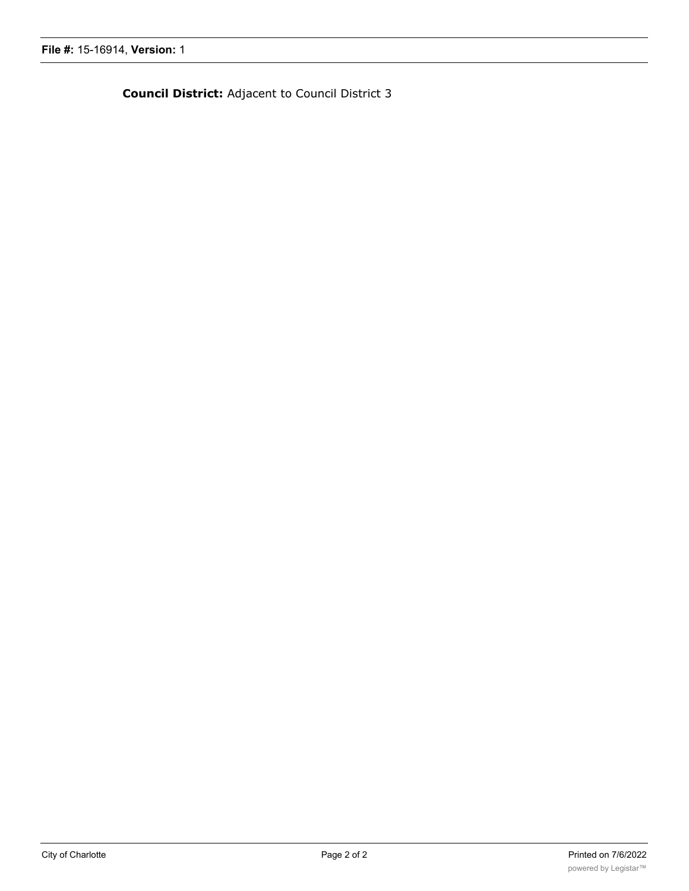**Council District:** Adjacent to Council District 3